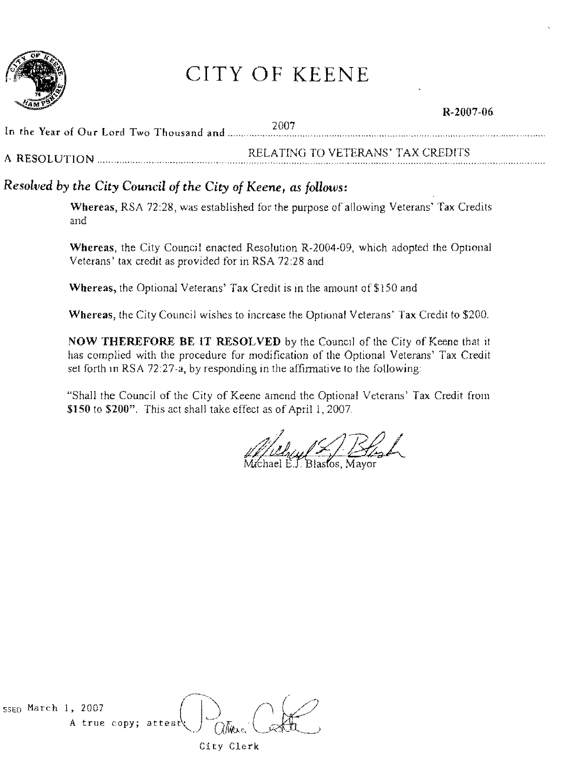# CITY OF KEENE

**R-2007-06**

In the Year of Our Lord Two Thousand and ........ 2007

A RESOLUTION ........ RELATING TO VETERANS' TAX CREDITS

***Resolved by the City Council of the City of Keene, as follows:***

**Whereas,** RSA 72:28, was established for the purpose of allowing Veterans' Tax Credits and

**Whereas,** the City Council enacted Resolution R-2004-09, which adopted the Optional Veterans' tax credit as provided for in RSA 72:28 and

**Whereas,** the Optional Veterans' Tax Credit is in the amount of $150 and

**Whereas,** the City Council wishes to increase the Optional Veterans' Tax Credit to $200.

**NOW THEREFORE BE IT RESOLVED** by the Council of the City of Keene that it has complied with the procedure for modification of the Optional Veterans' Tax Credit set forth in RSA 72:27-a, by responding in the affirmative to the following:

"Shall the Council of the City of Keene amend the Optional Veterans' Tax Credit from **$150** to **$200**". This act shall take effect as of April 1, 2007.

Michael E.J. Blastos, Mayor

SSED March 1, 2007

A true copy; attest:

City Clerk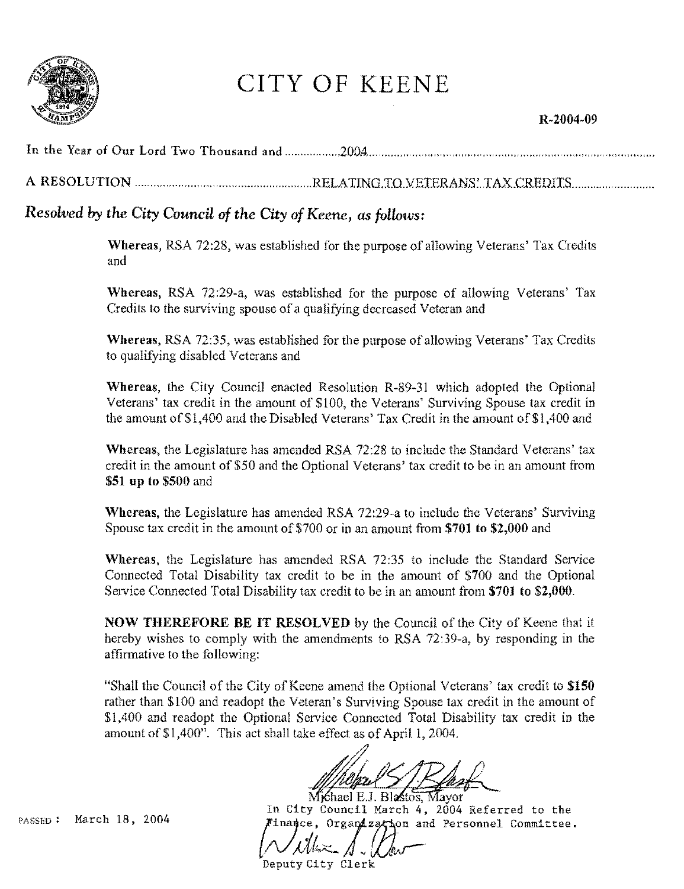# CITY OF KEENE

R-2004-09

In the Year of Our Lord Two Thousand and .................2004.................

A RESOLUTION .................RELATING TO VETERANS' TAX CREDITS.................

***Resolved by the City Council of the City of Keene, as follows:***

**Whereas,** RSA 72:28, was established for the purpose of allowing Veterans' Tax Credits and

**Whereas,** RSA 72:29-a, was established for the purpose of allowing Veterans' Tax Credits to the surviving spouse of a qualifying decreased Veteran and

**Whereas,** RSA 72:35, was established for the purpose of allowing Veterans' Tax Credits to qualifying disabled Veterans and

**Whereas,** the City Council enacted Resolution R-89-31 which adopted the Optional Veterans' tax credit in the amount of $100, the Veterans' Surviving Spouse tax credit in the amount of $1,400 and the Disabled Veterans' Tax Credit in the amount of $1,400 and

**Whereas,** the Legislature has amended RSA 72:28 to include the Standard Veterans' tax credit in the amount of $50 and the Optional Veterans' tax credit to be in an amount from **$51 up to $500** and

**Whereas,** the Legislature has amended RSA 72:29-a to include the Veterans' Surviving Spouse tax credit in the amount of $700 or in an amount from **$701 to $2,000** and

**Whereas,** the Legislature has amended RSA 72:35 to include the Standard Service Connected Total Disability tax credit to be in the amount of $700 and the Optional Service Connected Total Disability tax credit to be in an amount from **$701 to $2,000**.

**NOW THEREFORE BE IT RESOLVED** by the Council of the City of Keene that it hereby wishes to comply with the amendments to RSA 72:39-a, by responding in the affirmative to the following:

"Shall the Council of the City of Keene amend the Optional Veterans' tax credit to **$150** rather than $100 and readopt the Veteran's Surviving Spouse tax credit in the amount of $1,400 and readopt the Optional Service Connected Total Disability tax credit in the amount of $1,400". This act shall take effect as of April 1, 2004.

Michael E.J. Blastos, Mayor

In City Council March 4, 2004 Referred to the Finance, Organization and Personnel Committee.

Deputy City Clerk

PASSED: March 18, 2004